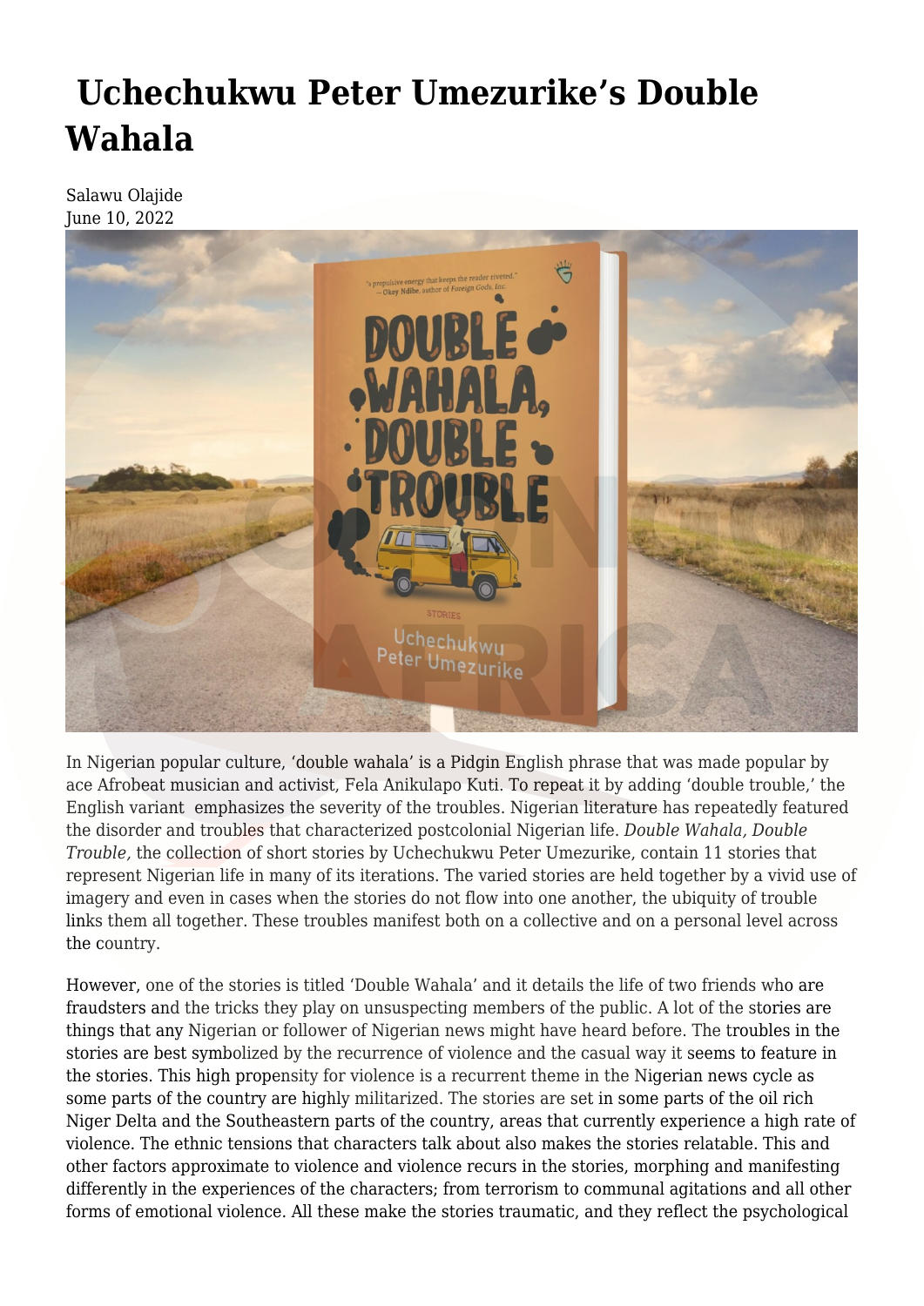# Uchechukwu Peter Umezurike's Double Wahala

Salawu Olajide
June 10, 2022

In Nigerian popular culture, 'double wahala' is a Pidgin English phrase that was made popular by ace Afrobeat musician and activist, Fela Anikulapo Kuti. To repeat it by adding 'double trouble,' the English variant emphasizes the severity of the troubles. Nigerian literature has repeatedly featured the disorder and troubles that characterized postcolonial Nigerian life. *Double Wahala, Double Trouble,* the collection of short stories by Uchechukwu Peter Umezurike, contain 11 stories that represent Nigerian life in many of its iterations. The varied stories are held together by a vivid use of imagery and even in cases when the stories do not flow into one another, the ubiquity of trouble links them all together. These troubles manifest both on a collective and on a personal level across the country.

However, one of the stories is titled 'Double Wahala' and it details the life of two friends who are fraudsters and the tricks they play on unsuspecting members of the public. A lot of the stories are things that any Nigerian or follower of Nigerian news might have heard before. The troubles in the stories are best symbolized by the recurrence of violence and the casual way it seems to feature in the stories. This high propensity for violence is a recurrent theme in the Nigerian news cycle as some parts of the country are highly militarized. The stories are set in some parts of the oil rich Niger Delta and the Southeastern parts of the country, areas that currently experience a high rate of violence. The ethnic tensions that characters talk about also makes the stories relatable. This and other factors approximate to violence and violence recurs in the stories, morphing and manifesting differently in the experiences of the characters; from terrorism to communal agitations and all other forms of emotional violence. All these make the stories traumatic, and they reflect the psychological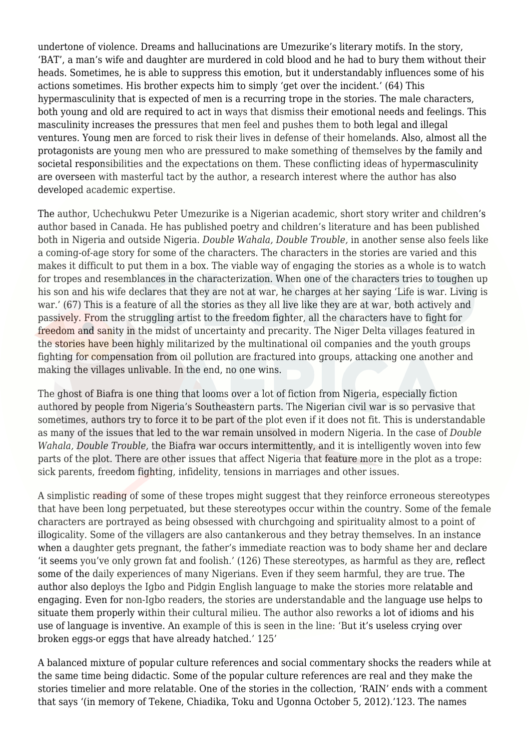undertone of violence. Dreams and hallucinations are Umezurike's literary motifs. In the story, 'BAT', a man's wife and daughter are murdered in cold blood and he had to bury them without their heads. Sometimes, he is able to suppress this emotion, but it understandably influences some of his actions sometimes. His brother expects him to simply 'get over the incident.' (64) This hypermasculinity that is expected of men is a recurring trope in the stories. The male characters, both young and old are required to act in ways that dismiss their emotional needs and feelings. This masculinity increases the pressures that men feel and pushes them to both legal and illegal ventures. Young men are forced to risk their lives in defense of their homelands. Also, almost all the protagonists are young men who are pressured to make something of themselves by the family and societal responsibilities and the expectations on them. These conflicting ideas of hypermasculinity are overseen with masterful tact by the author, a research interest where the author has also developed academic expertise.

The author, Uchechukwu Peter Umezurike is a Nigerian academic, short story writer and children's author based in Canada. He has published poetry and children's literature and has been published both in Nigeria and outside Nigeria. *Double Wahala, Double Trouble,* in another sense also feels like a coming-of-age story for some of the characters. The characters in the stories are varied and this makes it difficult to put them in a box. The viable way of engaging the stories as a whole is to watch for tropes and resemblances in the characterization. When one of the characters tries to toughen up his son and his wife declares that they are not at war, he charges at her saying 'Life is war. Living is war.' (67) This is a feature of all the stories as they all live like they are at war, both actively and passively. From the struggling artist to the freedom fighter, all the characters have to fight for freedom and sanity in the midst of uncertainty and precarity. The Niger Delta villages featured in the stories have been highly militarized by the multinational oil companies and the youth groups fighting for compensation from oil pollution are fractured into groups, attacking one another and making the villages unlivable. In the end, no one wins.

The ghost of Biafra is one thing that looms over a lot of fiction from Nigeria, especially fiction authored by people from Nigeria's Southeastern parts. The Nigerian civil war is so pervasive that sometimes, authors try to force it to be part of the plot even if it does not fit. This is understandable as many of the issues that led to the war remain unsolved in modern Nigeria. In the case of *Double Wahala, Double Trouble,* the Biafra war occurs intermittently, and it is intelligently woven into few parts of the plot. There are other issues that affect Nigeria that feature more in the plot as a trope: sick parents, freedom fighting, infidelity, tensions in marriages and other issues.

A simplistic reading of some of these tropes might suggest that they reinforce erroneous stereotypes that have been long perpetuated, but these stereotypes occur within the country. Some of the female characters are portrayed as being obsessed with churchgoing and spirituality almost to a point of illogicality. Some of the villagers are also cantankerous and they betray themselves. In an instance when a daughter gets pregnant, the father's immediate reaction was to body shame her and declare 'it seems you've only grown fat and foolish.' (126) These stereotypes, as harmful as they are, reflect some of the daily experiences of many Nigerians. Even if they seem harmful, they are true. The author also deploys the Igbo and Pidgin English language to make the stories more relatable and engaging. Even for non-Igbo readers, the stories are understandable and the language use helps to situate them properly within their cultural milieu. The author also reworks a lot of idioms and his use of language is inventive. An example of this is seen in the line: 'But it's useless crying over broken eggs-or eggs that have already hatched.' 125'

A balanced mixture of popular culture references and social commentary shocks the readers while at the same time being didactic. Some of the popular culture references are real and they make the stories timelier and more relatable. One of the stories in the collection, 'RAIN' ends with a comment that says '(in memory of Tekene, Chiadika, Toku and Ugonna October 5, 2012).'123. The names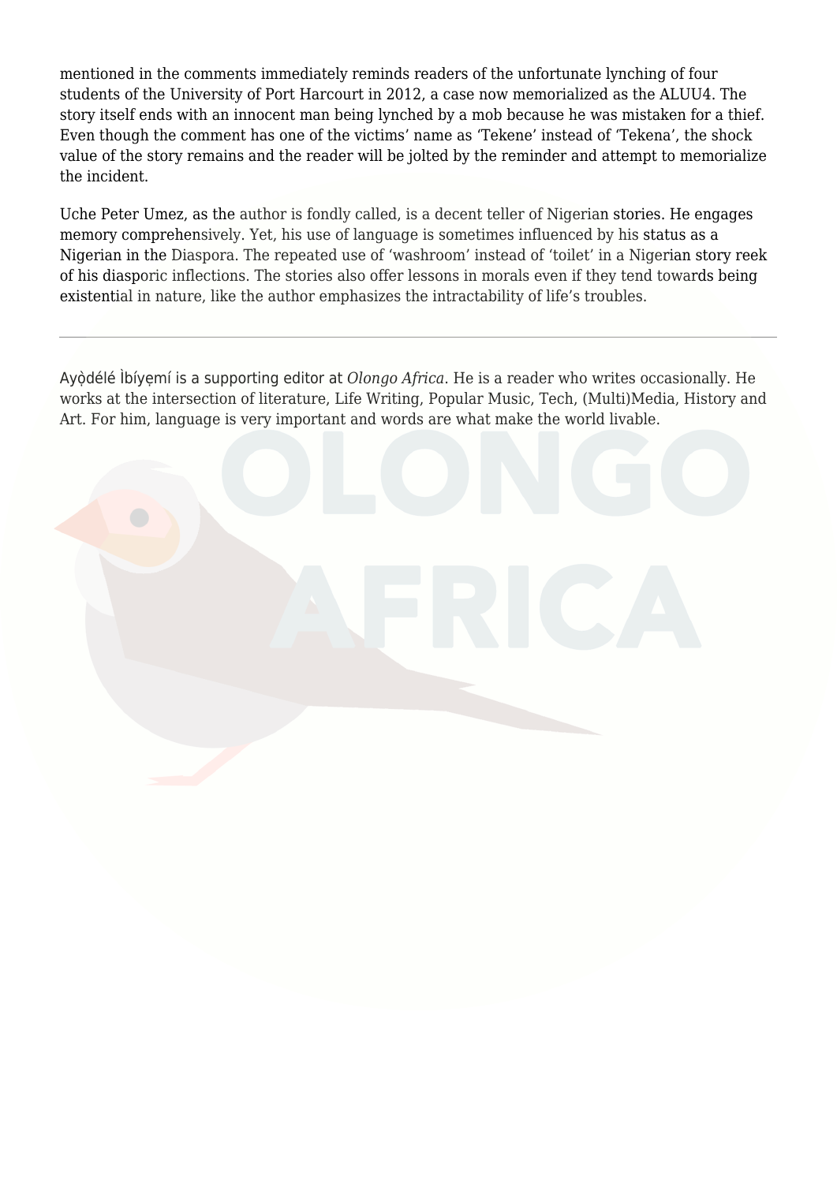mentioned in the comments immediately reminds readers of the unfortunate lynching of four students of the University of Port Harcourt in 2012, a case now memorialized as the ALUU4. The story itself ends with an innocent man being lynched by a mob because he was mistaken for a thief. Even though the comment has one of the victims' name as 'Tekene' instead of 'Tekena', the shock value of the story remains and the reader will be jolted by the reminder and attempt to memorialize the incident.

Uche Peter Umez, as the author is fondly called, is a decent teller of Nigerian stories. He engages memory comprehensively. Yet, his use of language is sometimes influenced by his status as a Nigerian in the Diaspora. The repeated use of 'washroom' instead of 'toilet' in a Nigerian story reek of his diasporic inflections. The stories also offer lessons in morals even if they tend towards being existential in nature, like the author emphasizes the intractability of life's troubles.

---

Ayọ̀délé Ìbíyẹmí is a supporting editor at *Olongo Africa*. He is a reader who writes occasionally. He works at the intersection of literature, Life Writing, Popular Music, Tech, (Multi)Media, History and Art. For him, language is very important and words are what make the world livable.